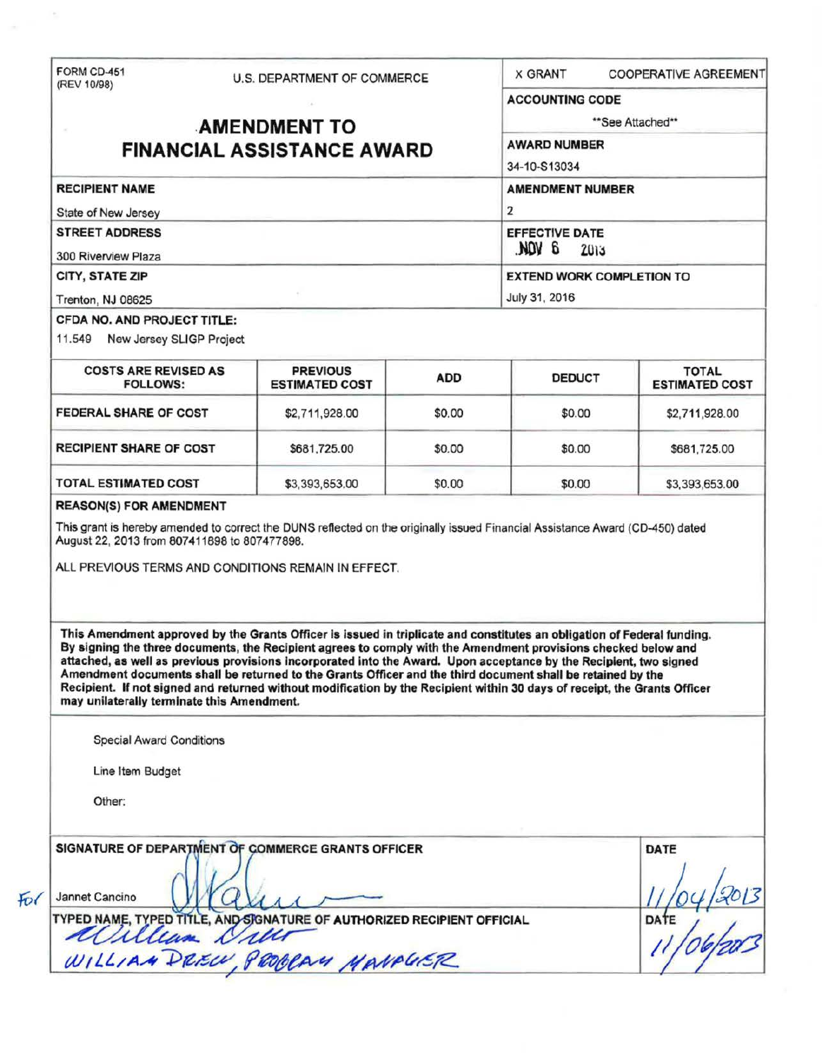FORM CD-451
(REV 10/98)

U.S. DEPARTMENT OF COMMERCE

# AMENDMENT TO FINANCIAL ASSISTANCE AWARD

X GRANT    COOPERATIVE AGREEMENT

**ACCOUNTING CODE**
**See Attached**

**AWARD NUMBER**
34-10-S13034

**RECIPIENT NAME**
State of New Jersey

**AMENDMENT NUMBER**
2

**STREET ADDRESS**
300 Riverview Plaza

**EFFECTIVE DATE**
NOV 6 2013

**CITY, STATE ZIP**
Trenton, NJ 08625

**EXTEND WORK COMPLETION TO**
July 31, 2016

**CFDA NO. AND PROJECT TITLE:**
11.549 New Jersey SLIGP Project

| COSTS ARE REVISED AS FOLLOWS: | PREVIOUS ESTIMATED COST | ADD | DEDUCT | TOTAL ESTIMATED COST |
|---|---|---|---|---|
| FEDERAL SHARE OF COST | $2,711,928.00 | $0.00 | $0.00 | $2,711,928.00 |
| RECIPIENT SHARE OF COST | $681,725.00 | $0.00 | $0.00 | $681,725.00 |
| TOTAL ESTIMATED COST | $3,393,653.00 | $0.00 | $0.00 | $3,393,653.00 |

**REASON(S) FOR AMENDMENT**

This grant is hereby amended to correct the DUNS reflected on the originally issued Financial Assistance Award (CD-450) dated August 22, 2013 from 807411898 to 807477898.

ALL PREVIOUS TERMS AND CONDITIONS REMAIN IN EFFECT.

**This Amendment approved by the Grants Officer is issued in triplicate and constitutes an obligation of Federal funding. By signing the three documents, the Recipient agrees to comply with the Amendment provisions checked below and attached, as well as previous provisions incorporated into the Award. Upon acceptance by the Recipient, two signed Amendment documents shall be returned to the Grants Officer and the third document shall be retained by the Recipient. If not signed and returned without modification by the Recipient within 30 days of receipt, the Grants Officer may unilaterally terminate this Amendment.**

Special Award Conditions

Line Item Budget

Other:

**SIGNATURE OF DEPARTMENT OF COMMERCE GRANTS OFFICER** | **DATE**

For Jannet Cancino | 11/04/2013

**TYPED NAME, TYPED TITLE, AND SIGNATURE OF AUTHORIZED RECIPIENT OFFICIAL** | **DATE**

William Drew
WILLIAM DREW, PROGRAM MANAGER | 11/06/2013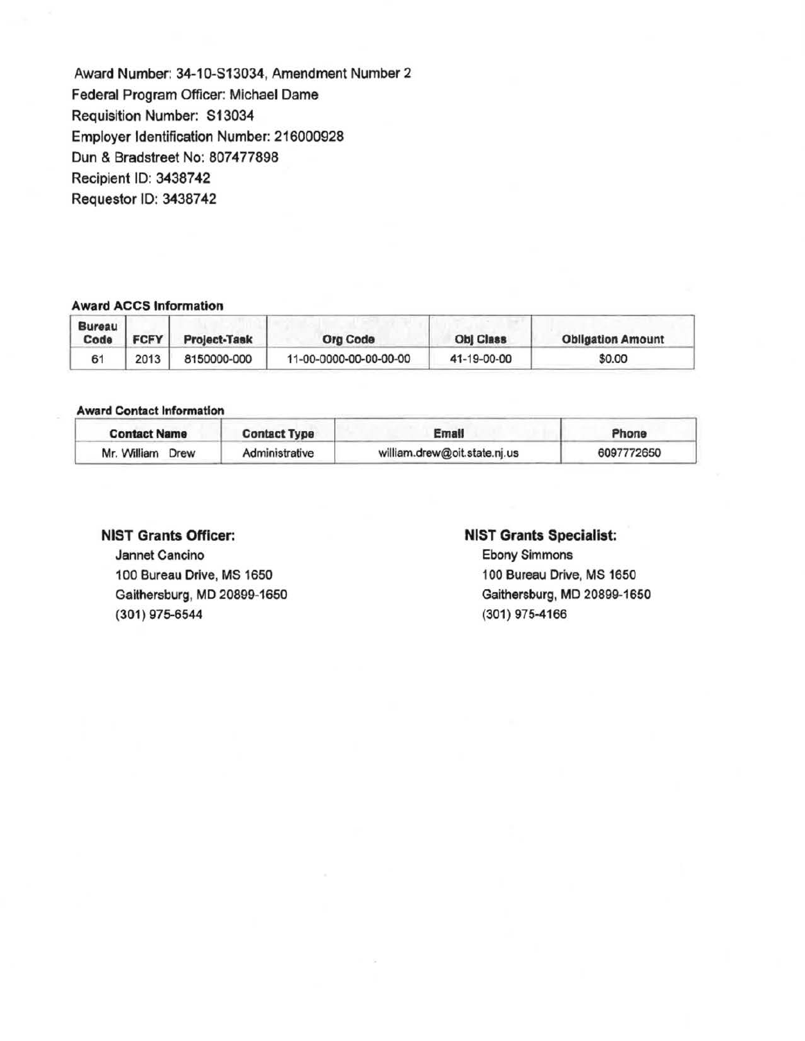Award Number: 34-10-S13034, Amendment Number 2
Federal Program Officer: Michael Dame
Requisition Number: S13034
Employer Identification Number: 216000928
Dun & Bradstreet No: 807477898
Recipient ID: 3438742
Requestor ID: 3438742

**Award ACCS Information**

| Bureau Code | FCFY | Project-Task | Org Code | Obj Class | Obligation Amount |
|---|---|---|---|---|---|
| 61 | 2013 | 8150000-000 | 11-00-0000-00-00-00-00 | 41-19-00-00 | $0.00 |

**Award Contact Information**

| Contact Name | Contact Type | Email | Phone |
|---|---|---|---|
| Mr. William Drew | Administrative | william.drew@oit.state.nj.us | 6097772650 |

**NIST Grants Officer:**
Jannet Cancino
100 Bureau Drive, MS 1650
Gaithersburg, MD 20899-1650
(301) 975-6544

**NIST Grants Specialist:**
Ebony Simmons
100 Bureau Drive, MS 1650
Gaithersburg, MD 20899-1650
(301) 975-4166